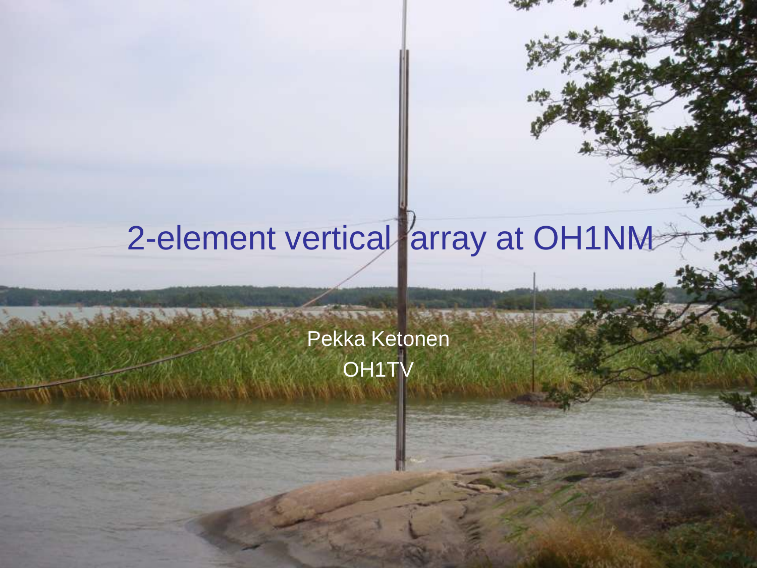# 2-element vertical array at OH1NM

Pekka Ketonen

OH1TV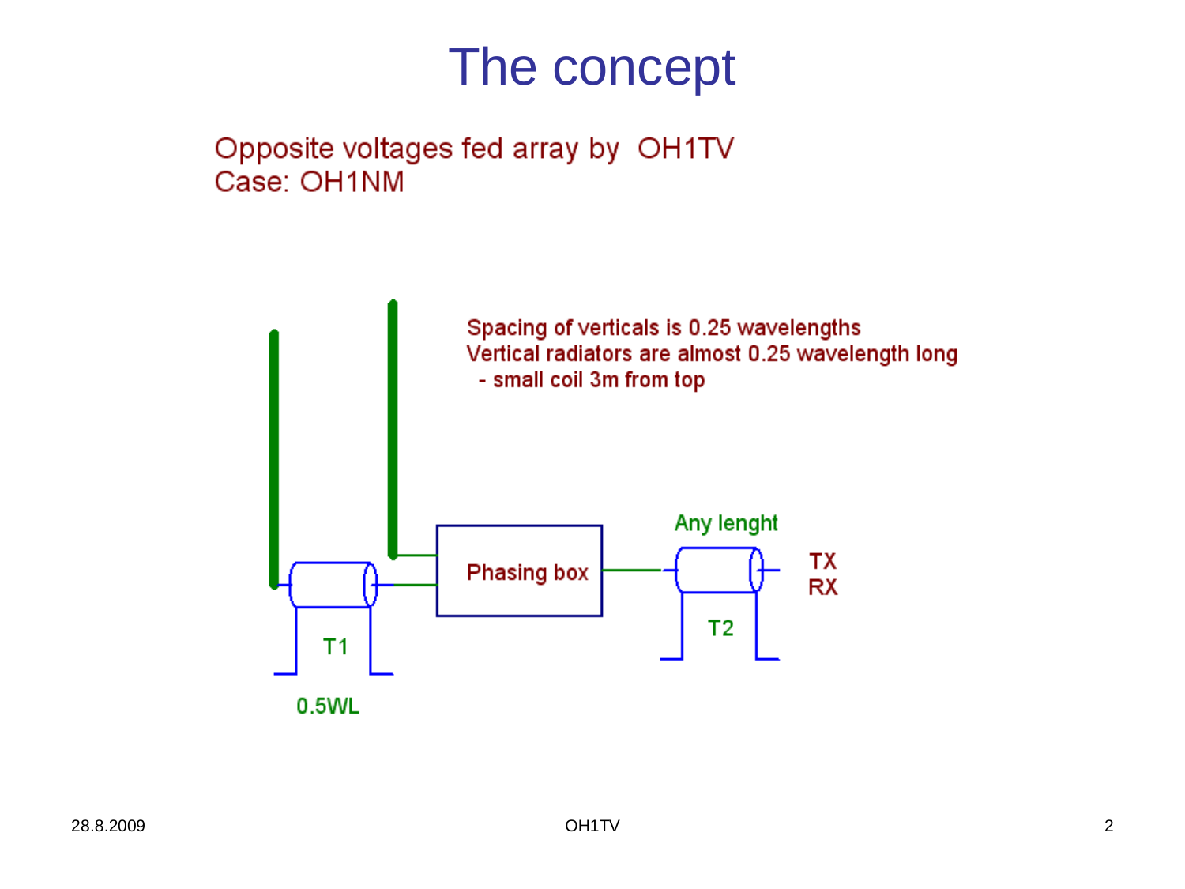# The concept

Opposite voltages fed array by OH1TV
Case: OH1NM

Spacing of verticals is 0.25 wavelengths
Vertical radiators are almost 0.25 wavelength long
- small coil 3m from top

Phasing box

Any lenght

TX
RX

T1

T2

0.5WL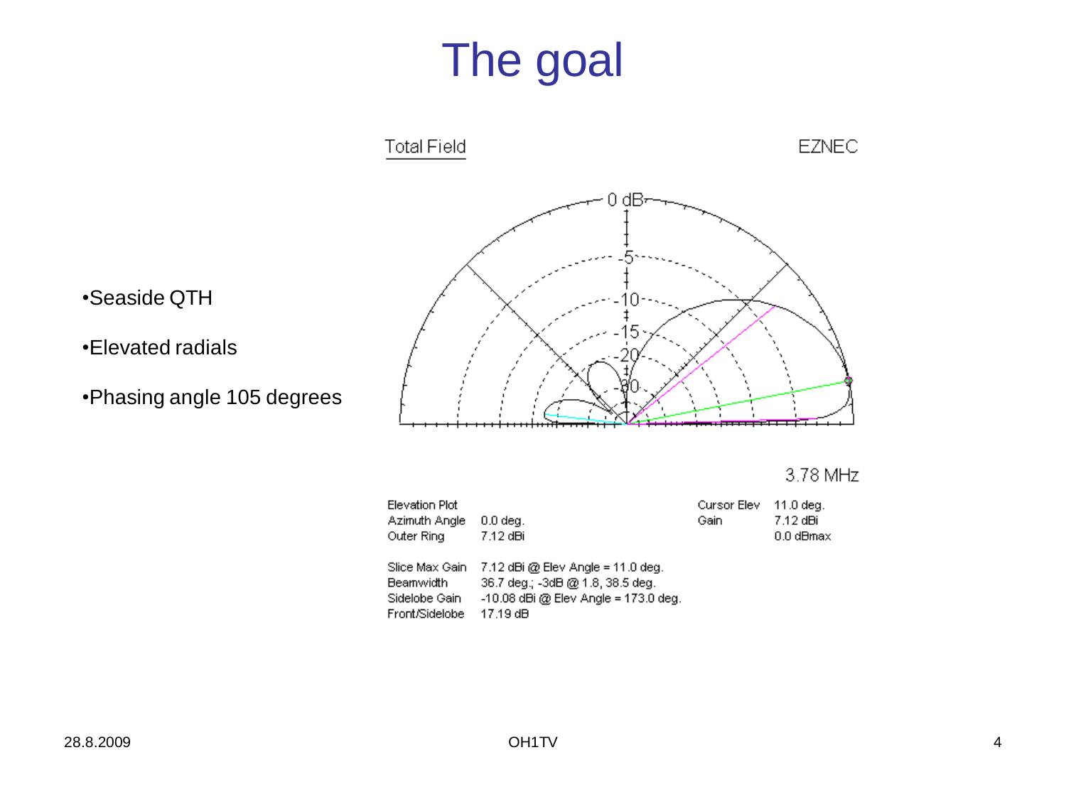# The goal

- Seaside QTH
- Elevated radials
- Phasing angle 105 degrees

Total Field EZNEC

3.78 MHz

| Elevation Plot | | Cursor Elev | 11.0 deg. |
| --- | --- | --- | --- |
| Azimuth Angle | 0.0 deg. | Gain | 7.12 dBi |
| Outer Ring | 7.12 dBi | | 0.0 dBmax |

| | |
| --- | --- |
| Slice Max Gain | 7.12 dBi @ Elev Angle = 11.0 deg. |
| Beamwidth | 36.7 deg.; -3dB @ 1.8, 38.5 deg. |
| Sidelobe Gain | -10.08 dBi @ Elev Angle = 173.0 deg. |
| Front/Sidelobe | 17.19 dB |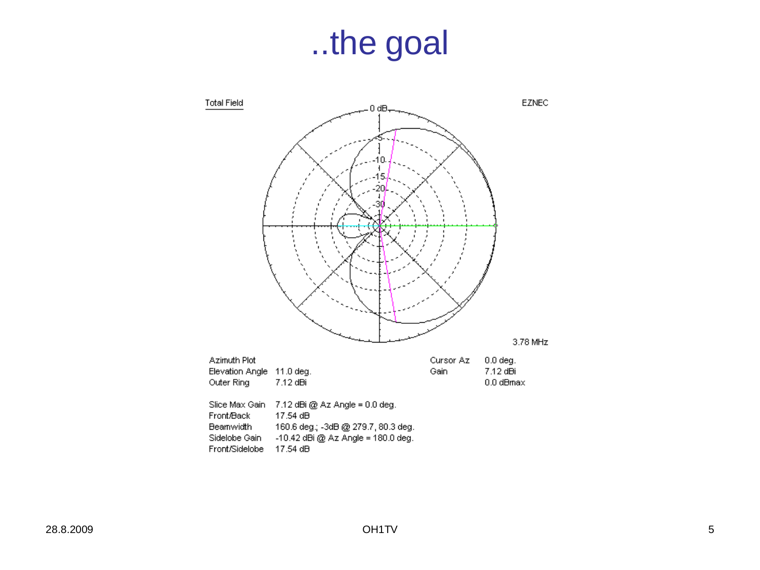# ..the goal

Total Field

EZNEC

3.78 MHz

| | | | |
|---|---|---|---|
| Azimuth Plot | | Cursor Az | 0.0 deg. |
| Elevation Angle | 11.0 deg. | Gain | 7.12 dBi |
| Outer Ring | 7.12 dBi | | 0.0 dBmax |

| | |
|---|---|
| Slice Max Gain | 7.12 dBi @ Az Angle = 0.0 deg. |
| Front/Back | 17.54 dB |
| Beamwidth | 160.6 deg.; -3dB @ 279.7, 80.3 deg. |
| Sidelobe Gain | -10.42 dBi @ Az Angle = 180.0 deg. |
| Front/Sidelobe | 17.54 dB |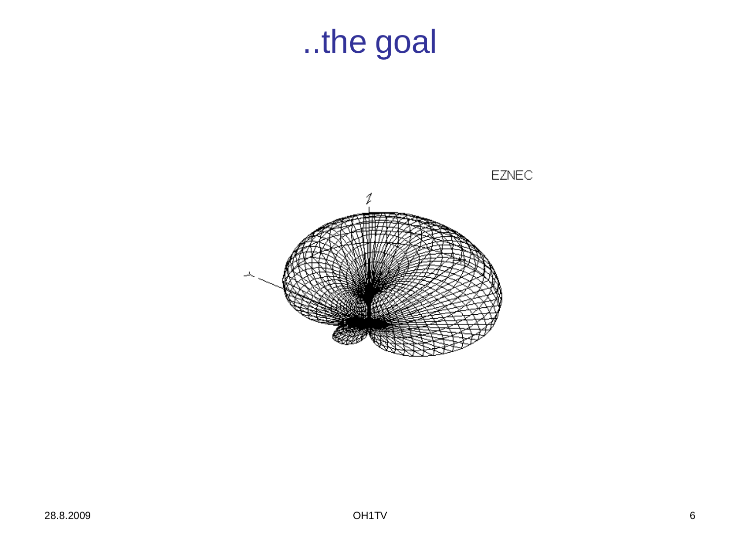# ..the goal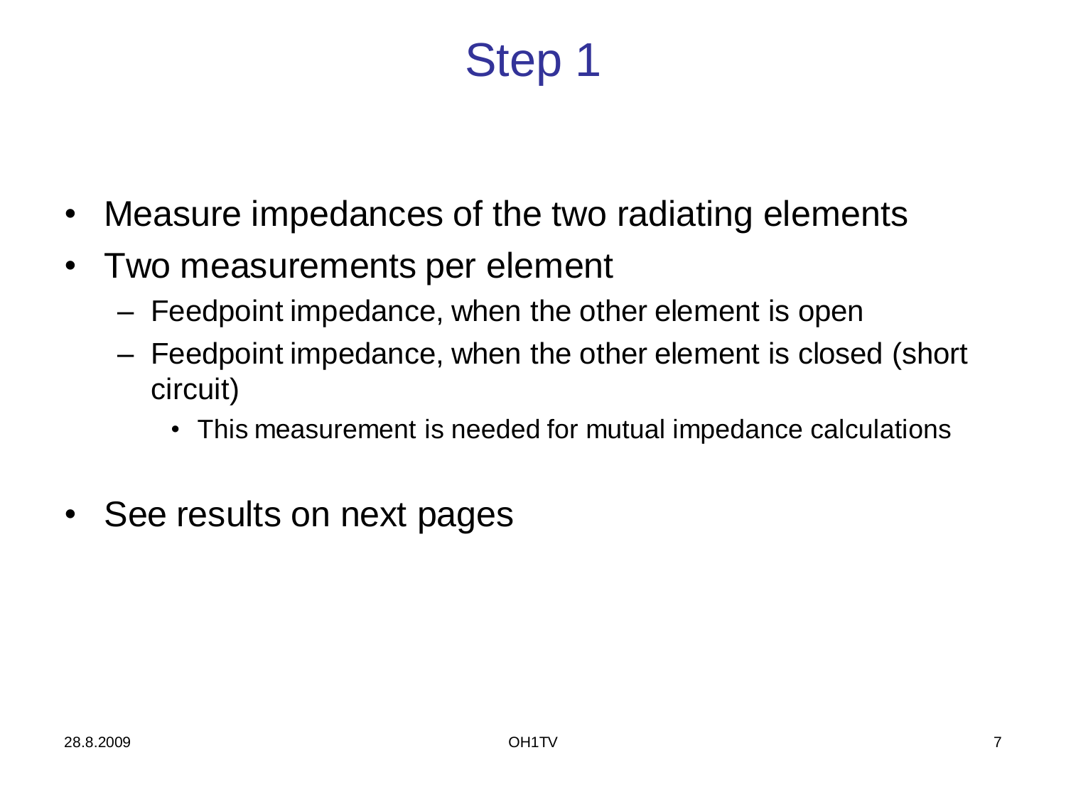# Step 1

- Measure impedances of the two radiating elements
- Two measurements per element
  - Feedpoint impedance, when the other element is open
  - Feedpoint impedance, when the other element is closed (short circuit)
    - This measurement is needed for mutual impedance calculations
- See results on next pages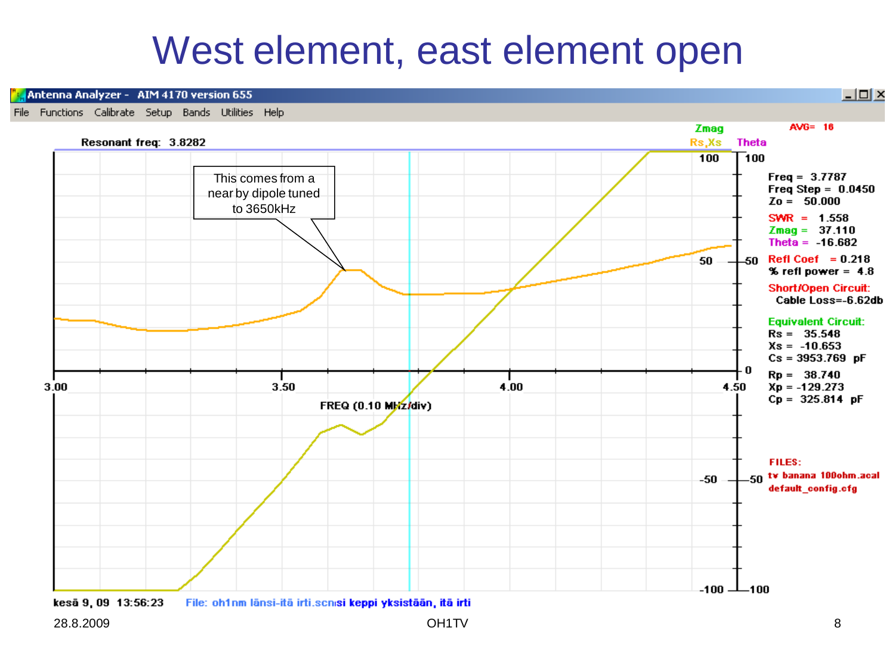# West element, east element open

Antenna Analyzer - AIM 4170 version 655

File Functions Calibrate Setup Bands Utilities Help

Resonant freq: 3.8282

This comes from a near by dipole tuned to 3650kHz

AVG= 16

Freq = 3.7787
Freq Step = 0.0450
Zo = 50.000

SWR = 1.558
Zmag = 37.110
Theta = -16.682

Refl Coef = 0.218
% refl power = 4.8

Short/Open Circuit:
Cable Loss=-6.62db

Equivalent Circuit:
Rs = 35.548
Xs = -10.653
Cs = 3953.769 pF

Rp = 38.740
Xp = -129.273
Cp = 325.814 pF

FILES:
tv banana 100ohm.acal
default_config.cfg

FREQ (0.10 MHz/div)

kesä 9, 09 13:56:23 File: oh1nm länsi-itä irti.scn si keppi yksistään, itä irti

28.8.2009 OH1TV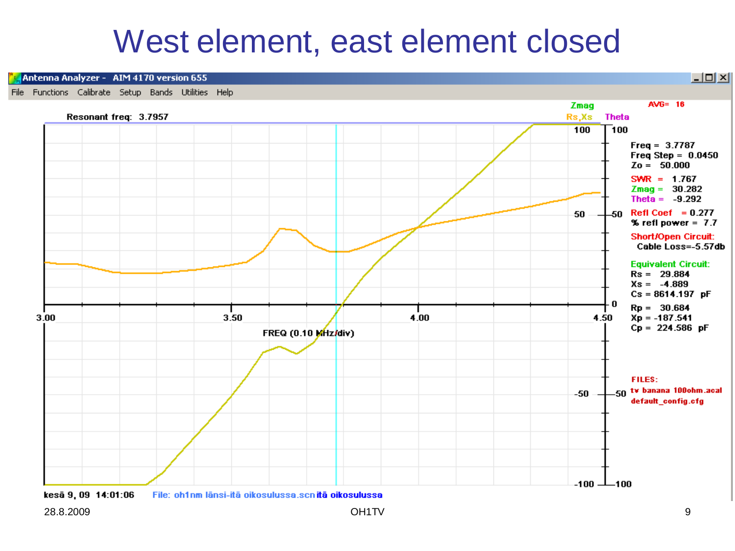# West element, east element closed

Antenna Analyzer - AIM 4170 version 655

File Functions Calibrate Setup Bands Utilities Help

Resonant freq: 3.7957

Zmag

Rs,Xs Theta

AVG= 16

Freq = 3.7787
Freq Step = 0.0450
Zo = 50.000

SWR = 1.767
Zmag = 30.282
Theta = -9.292

Refl Coef = 0.277
% refl power = 7.7

Short/Open Circuit:
Cable Loss=-5.57db

Equivalent Circuit:
Rs = 29.884
Xs = -4.889
Cs = 8614.197 pF

Rp = 30.684
Xp = -187.541
Cp = 224.586 pF

FILES:
tv banana 100ohm.acal
default_config.cfg

FREQ (0.10 MHz/div)

kesä 9, 09 14:01:06 File: oh1nm länsi-itä oikosulussa.scn itä oikosulussa

28.8.2009 OH1TV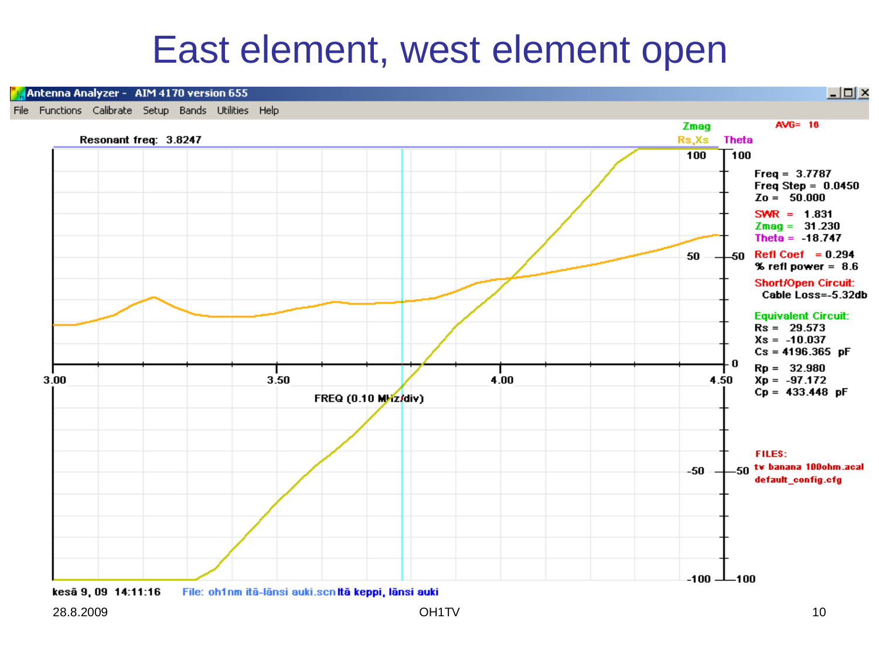# East element, west element open

Antenna Analyzer - AIM 4170 version 655

File Functions Calibrate Setup Bands Utilities Help

Resonant freq: 3.8247

Zmag
Rs,Xs
Theta
AVG= 16

Freq = 3.7787
Freq Step = 0.0450
Zo = 50.000

SWR = 1.831
Zmag = 31.230
Theta = -18.747

Refl Coef = 0.294
% refl power = 8.6

Short/Open Circuit:
Cable Loss=-5.32db

Equivalent Circuit:
Rs = 29.573
Xs = -10.037
Cs = 4196.365 pF

Rp = 32.980
Xp = -97.172
Cp = 433.448 pF

FILES:
tv banana 100ohm.acal
default_config.cfg

FREQ (0.10 MHz/div)

kesä 9, 09 14:11:16 File: oh1nm itä-länsi auki.scn Itä keppi, länsi auki

28.8.2009

OH1TV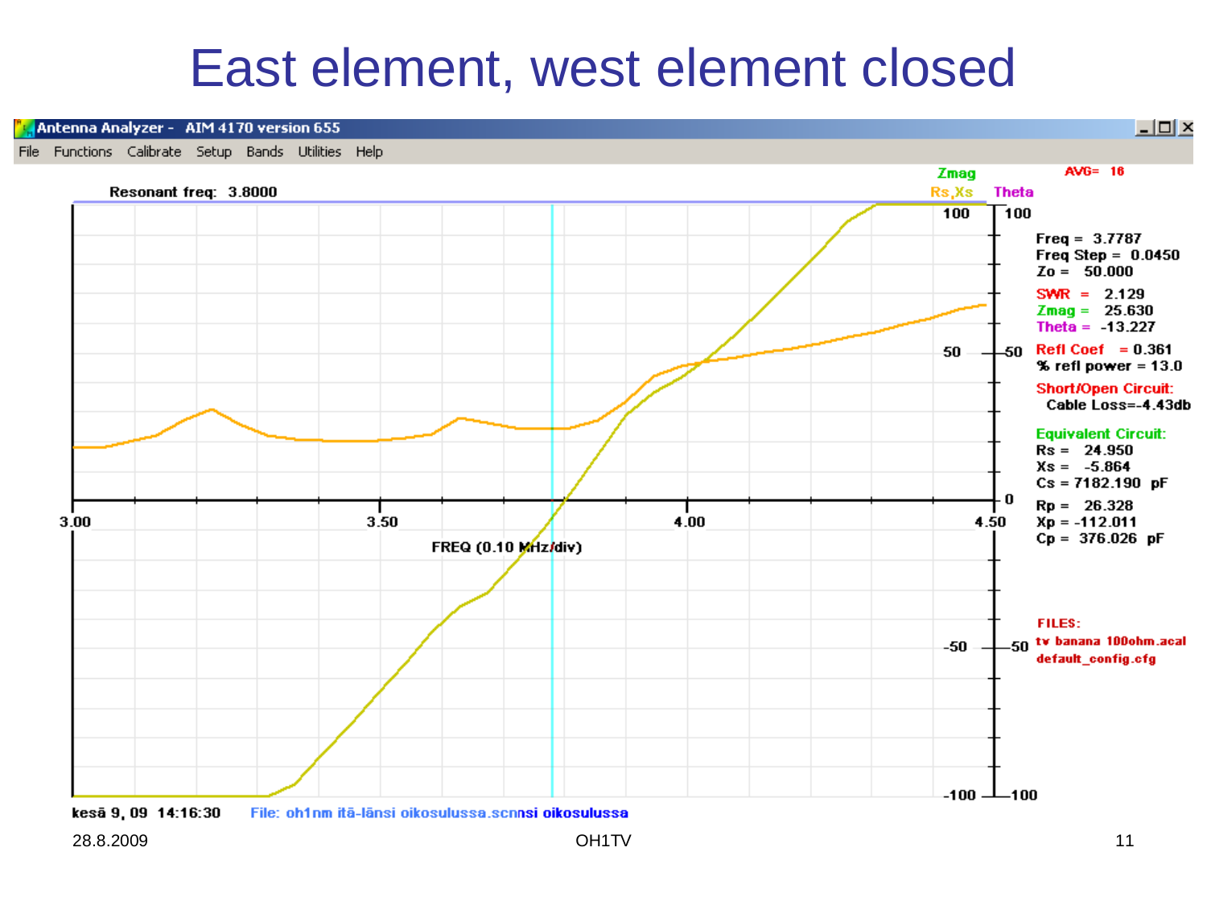# East element, west element closed

Antenna Analyzer - AIM 4170 version 655

File Functions Calibrate Setup Bands Utilities Help

Resonant freq: 3.8000

Zmag
Rs,Xs
Theta
AVG= 16

FREQ (0.10 MHz/div)

Freq = 3.7787
Freq Step = 0.0450
Zo = 50.000

SWR = 2.129
Zmag = 25.630
Theta = -13.227

Refl Coef = 0.361
% refl power = 13.0

Short/Open Circuit:
Cable Loss=-4.43db

Equivalent Circuit:
Rs = 24.950
Xs = -5.864
Cs = 7182.190 pF
Rp = 26.328
Xp = -112.011
Cp = 376.026 pF

FILES:
tv banana 100ohm.acal
default_config.cfg

kesä 9, 09 14:16:30 File: oh1nm itä-länsi oikosulussa.scnnsi oikosulussa

28.8.2009 OH1TV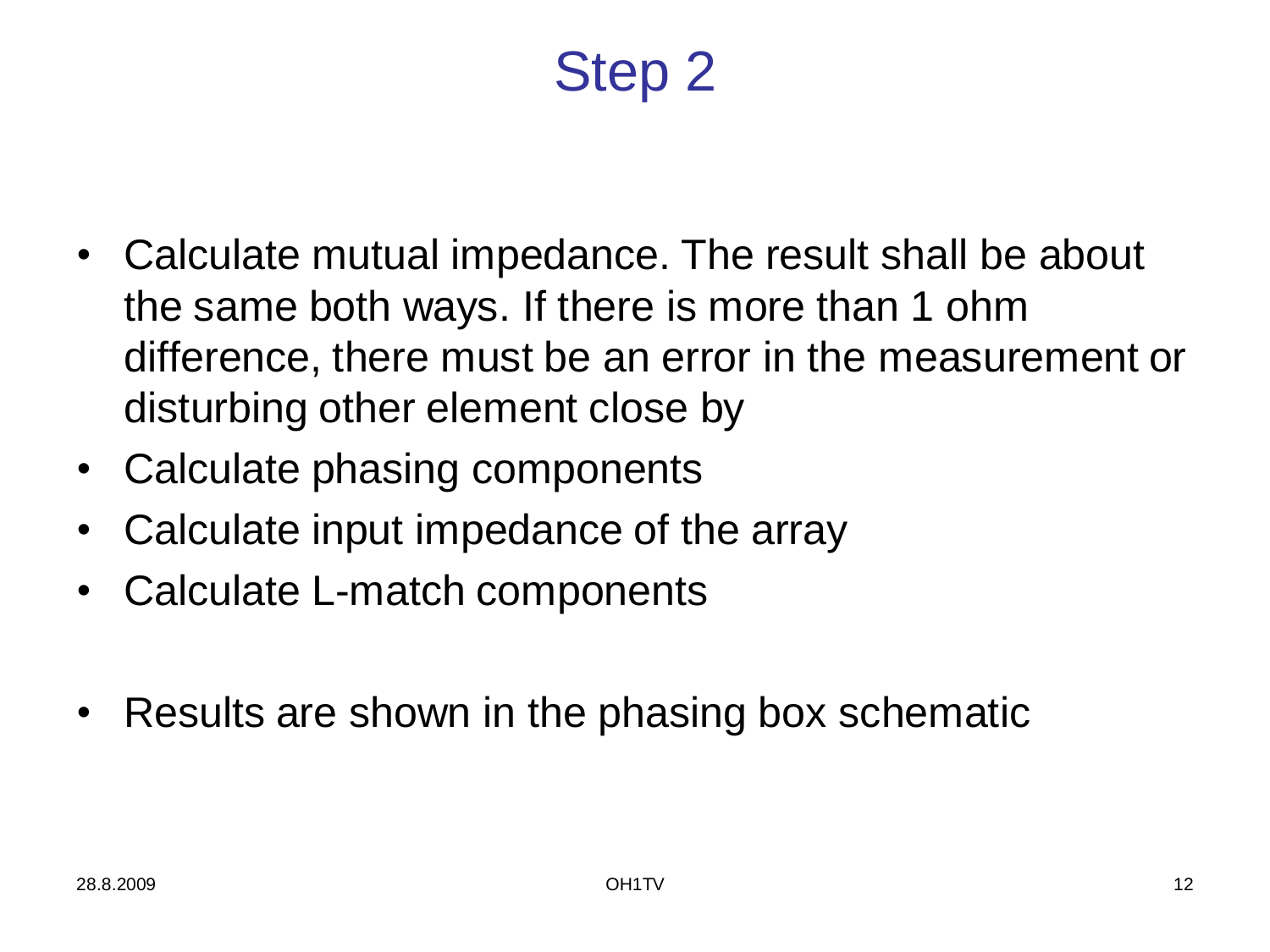# Step 2

- Calculate mutual impedance. The result shall be about the same both ways. If there is more than 1 ohm difference, there must be an error in the measurement or disturbing other element close by
- Calculate phasing components
- Calculate input impedance of the array
- Calculate L-match components

- Results are shown in the phasing box schematic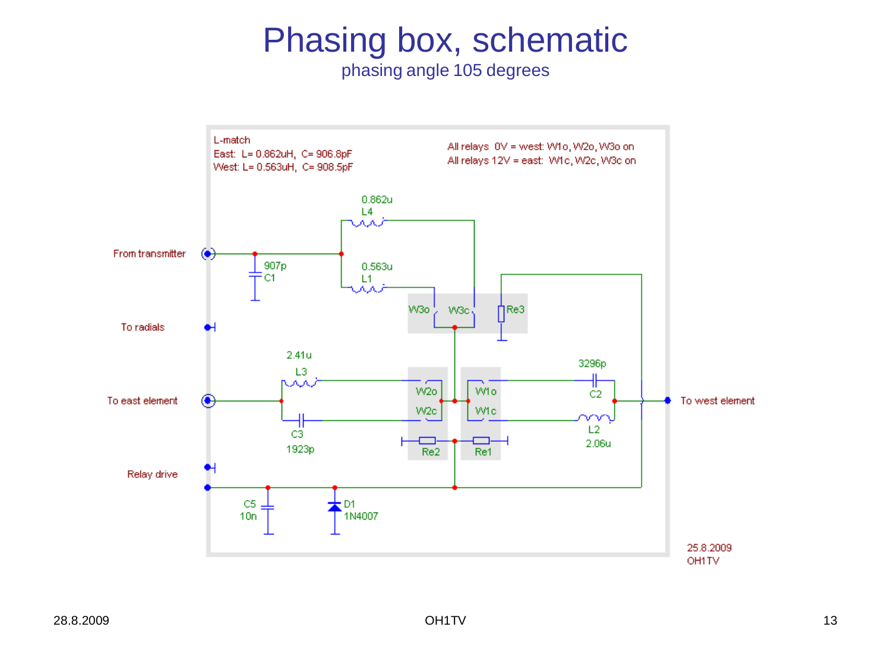# Phasing box, schematic

phasing angle 105 degrees

L-match
East: L= 0.862uH, C= 906.8pF
West: L= 0.563uH, C= 908.5pF

All relays 0V = west: W1o, W2o, W3o on
All relays 12V = east: W1c, W2c, W3c on

From transmitter

To radials

To east element

To west element

Relay drive

0.862u L4

0.563u L1

907p C1

W3o W3c Re3

2.41u L3

C3 1923p

W2o W2c Re2

W1o W1c Re1

3296p C2

L2 2.06u

C5 10n

D1 1N4007

25.8.2009
OH1TV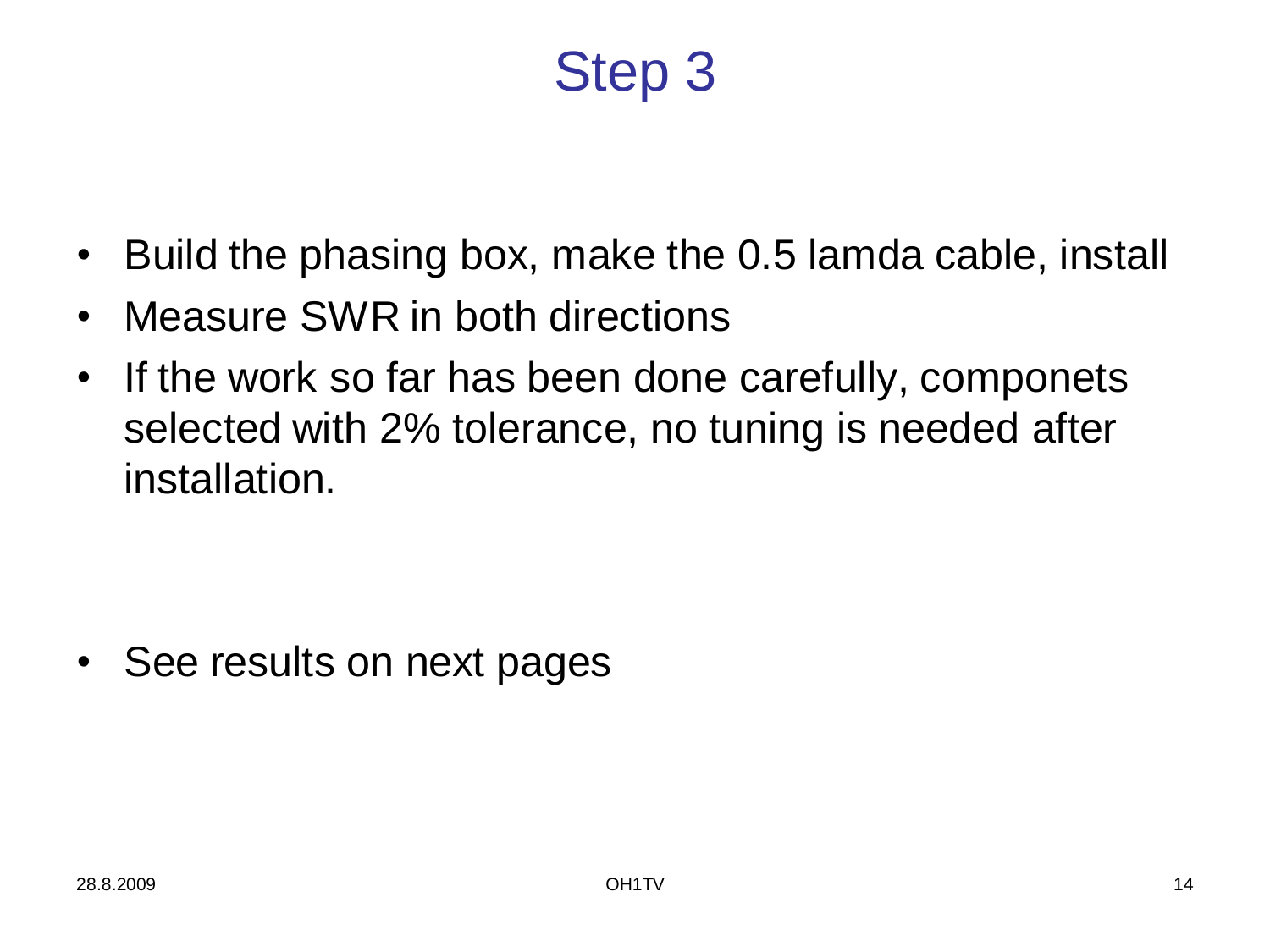# Step 3

- Build the phasing box, make the 0.5 lamda cable, install
- Measure SWR in both directions
- If the work so far has been done carefully, componets selected with 2% tolerance, no tuning is needed after installation.

- See results on next pages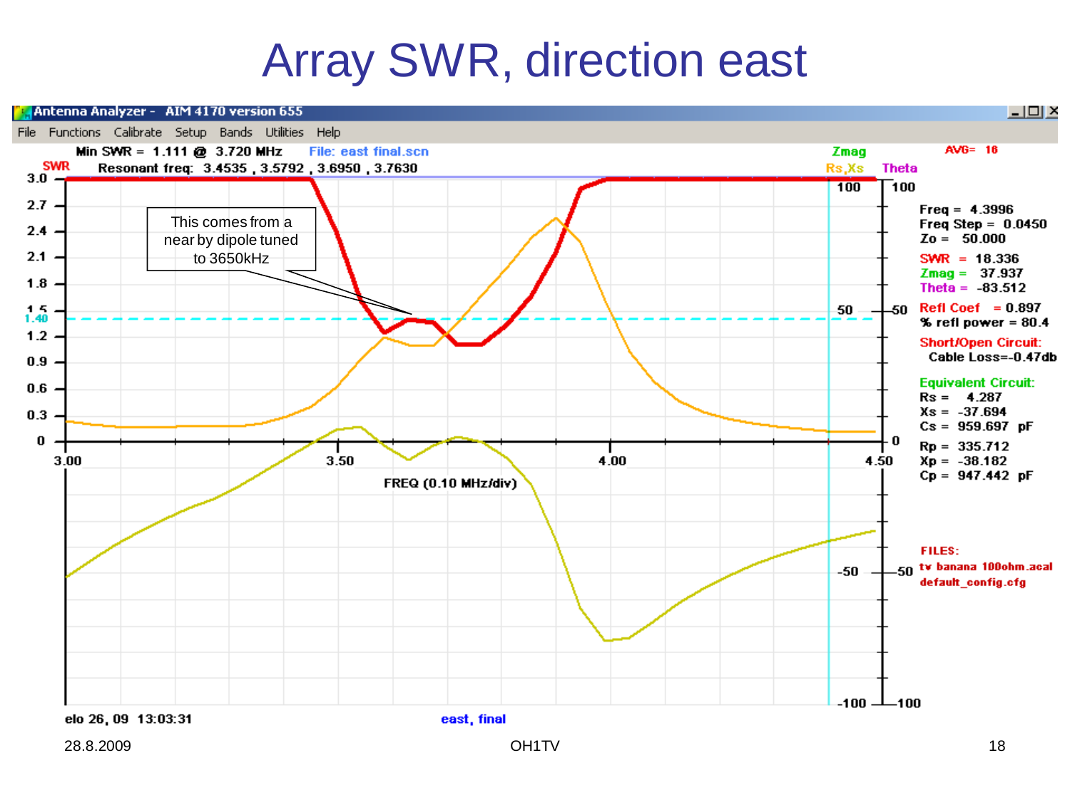# Array SWR, direction east

Antenna Analyzer - AIM 4170 version 655

File Functions Calibrate Setup Bands Utilities Help

Min SWR = 1.111 @ 3.720 MHz File: east final.scn

Resonant freq: 3.4535 , 3.5792 , 3.6950 , 3.7630

AVG= 16

This comes from a near by dipole tuned to 3650kHz

FREQ (0.10 MHz/div)

Freq = 4.3996
Freq Step = 0.0450
Zo = 50.000

SWR = 18.336
Zmag = 37.937
Theta = -83.512

Refl Coef = 0.897
% refl power = 80.4

Short/Open Circuit:
Cable Loss=-0.47db

Equivalent Circuit:
Rs = 4.287
Xs = -37.694
Cs = 959.697 pF

Rp = 335.712
Xp = -38.182
Cp = 947.442 pF

FILES:
tv banana 100ohm.acal
default_config.cfg

elo 26, 09 13:03:31

east, final

28.8.2009

OH1TV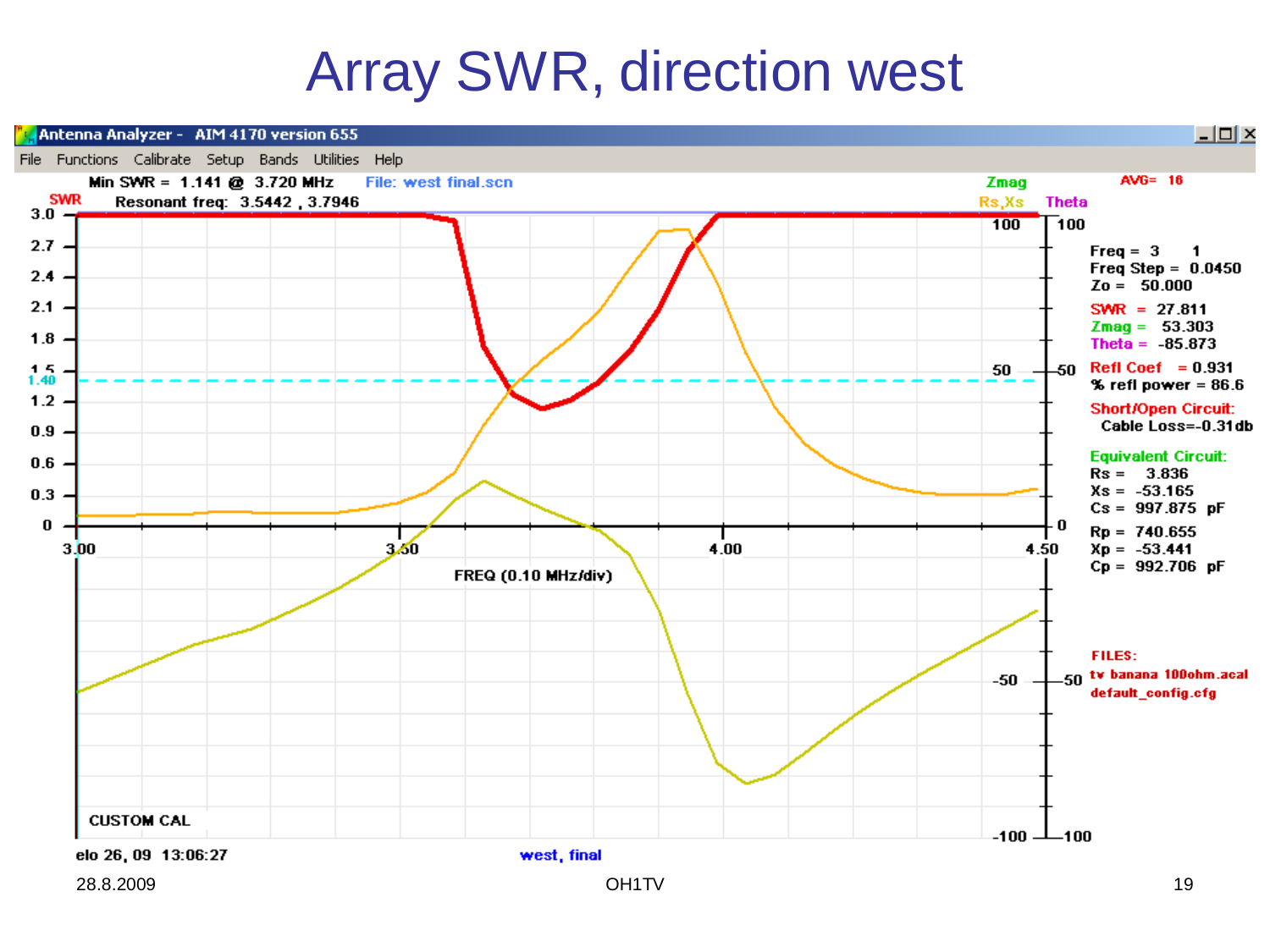# Array SWR, direction west

Antenna Analyzer - AIM 4170 version 655

File Functions Calibrate Setup Bands Utilities Help

Min SWR = 1.141 @ 3.720 MHz

File: west final.scn

Resonant freq: 3.5442 , 3.7946

SWR

Zmag

Rs,Xs

Theta

AVG= 16

3.0
2.7
2.4
2.1
1.8
1.5
1.40
1.2
0.9
0.6
0.3
0

3.00
3.50
4.00
4.50

FREQ (0.10 MHz/div)

100
50
0
-50
-100

Freq = 3 1
Freq Step = 0.0450
Zo = 50.000
SWR = 27.811
Zmag = 53.303
Theta = -85.873
Refl Coef = 0.931
% refl power = 86.6

Short/Open Circuit:
Cable Loss=-0.31db

Equivalent Circuit:
Rs = 3.836
Xs = -53.165
Cs = 997.875 pF
Rp = 740.655
Xp = -53.441
Cp = 992.706 pF

FILES:
tv banana 100ohm.acal
default_config.cfg

CUSTOM CAL

elo 26, 09 13:06:27

west, final

28.8.2009

OH1TV